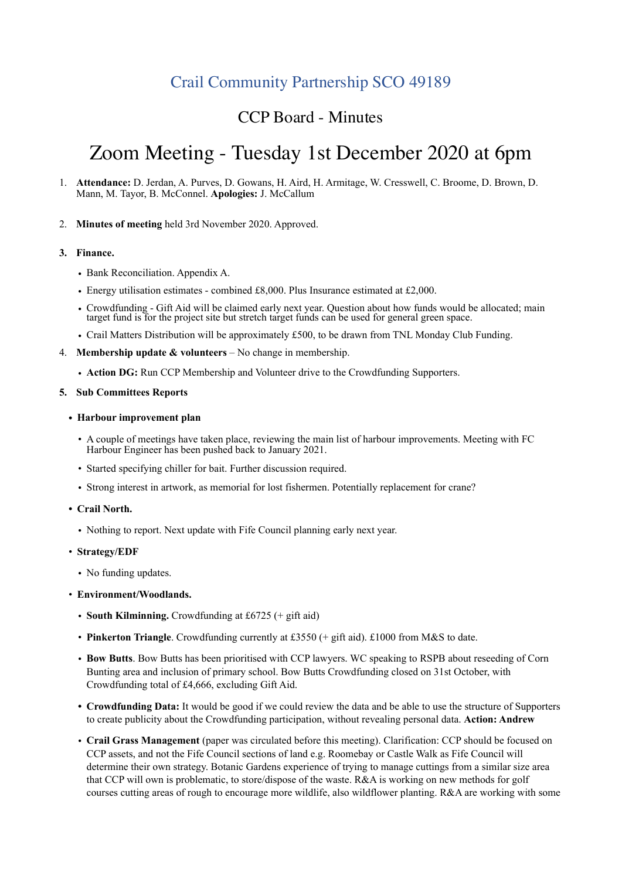## Crail Community Partnership SCO 49189

### CCP Board - Minutes

# Zoom Meeting - Tuesday 1st December 2020 at 6pm

1. **Attendance:** D. Jerdan, A. Purves, D. Gowans, H. Aird, H. Armitage, W. Cresswell, C. Broome, D. Brown, D. Mann, M. Tayor, B. McConnel. **Apologies:** J. McCallum

2. **Minutes of meeting** held 3rd November 2020. Approved.

3. **Finance.**
   - Bank Reconciliation. Appendix A.
   - Energy utilisation estimates - combined £8,000. Plus Insurance estimated at £2,000.
   - Crowdfunding - Gift Aid will be claimed early next year. Question about how funds would be allocated; main target fund is for the project site but stretch target funds can be used for general green space.
   - Crail Matters Distribution will be approximately £500, to be drawn from TNL Monday Club Funding.

4. **Membership update & volunteers** – No change in membership.
   - **Action DG:** Run CCP Membership and Volunteer drive to the Crowdfunding Supporters.

5. **Sub Committees Reports**

- **Harbour improvement plan**
  - A couple of meetings have taken place, reviewing the main list of harbour improvements. Meeting with FC Harbour Engineer has been pushed back to January 2021.
  - Started specifying chiller for bait. Further discussion required.
  - Strong interest in artwork, as memorial for lost fishermen. Potentially replacement for crane?

- **Crail North.**
  - Nothing to report. Next update with Fife Council planning early next year.

- **Strategy/EDF**
  - No funding updates.

- **Environment/Woodlands.**
  - **South Kilminning.** Crowdfunding at £6725 (+ gift aid)
  - **Pinkerton Triangle**. Crowdfunding currently at £3550 (+ gift aid). £1000 from M&S to date.
  - **Bow Butts**. Bow Butts has been prioritised with CCP lawyers. WC speaking to RSPB about reseeding of Corn Bunting area and inclusion of primary school. Bow Butts Crowdfunding closed on 31st October, with Crowdfunding total of £4,666, excluding Gift Aid.
  - **Crowdfunding Data:** It would be good if we could review the data and be able to use the structure of Supporters to create publicity about the Crowdfunding participation, without revealing personal data. **Action: Andrew**
  - **Crail Grass Management** (paper was circulated before this meeting). Clarification: CCP should be focused on CCP assets, and not the Fife Council sections of land e.g. Roomebay or Castle Walk as Fife Council will determine their own strategy. Botanic Gardens experience of trying to manage cuttings from a similar size area that CCP will own is problematic, to store/dispose of the waste. R&A is working on new methods for golf courses cutting areas of rough to encourage more wildlife, also wildflower planting. R&A are working with some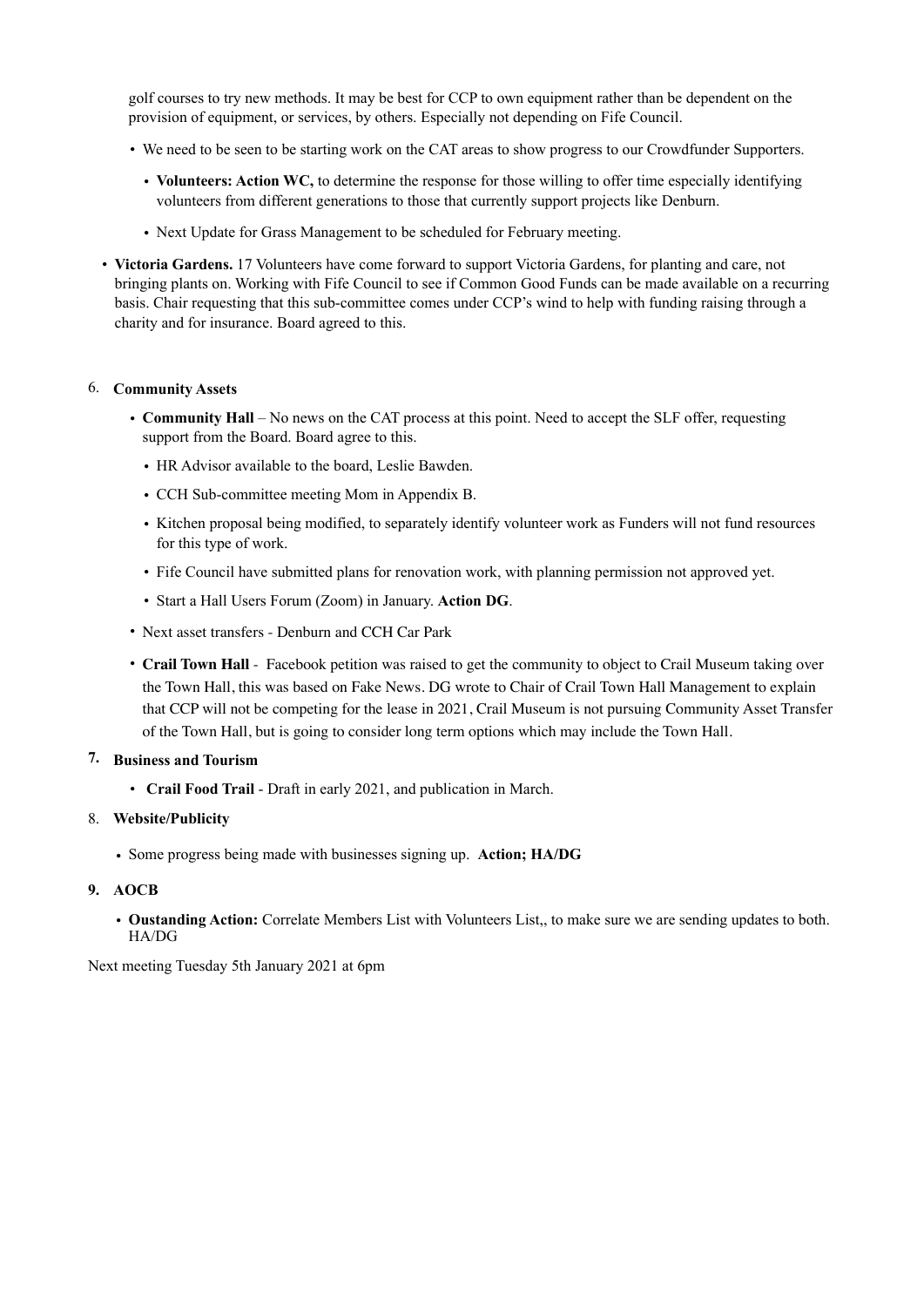golf courses to try new methods. It may be best for CCP to own equipment rather than be dependent on the provision of equipment, or services, by others. Especially not depending on Fife Council.

- We need to be seen to be starting work on the CAT areas to show progress to our Crowdfunder Supporters.
  - **Volunteers: Action WC,** to determine the response for those willing to offer time especially identifying volunteers from different generations to those that currently support projects like Denburn.
  - Next Update for Grass Management to be scheduled for February meeting.
- **Victoria Gardens.** 17 Volunteers have come forward to support Victoria Gardens, for planting and care, not bringing plants on. Working with Fife Council to see if Common Good Funds can be made available on a recurring basis. Chair requesting that this sub-committee comes under CCP's wind to help with funding raising through a charity and for insurance. Board agreed to this.

6. **Community Assets**

- **Community Hall** – No news on the CAT process at this point. Need to accept the SLF offer, requesting support from the Board. Board agree to this.
  - HR Advisor available to the board, Leslie Bawden.
  - CCH Sub-committee meeting Mom in Appendix B.
  - Kitchen proposal being modified, to separately identify volunteer work as Funders will not fund resources for this type of work.
  - Fife Council have submitted plans for renovation work, with planning permission not approved yet.
  - Start a Hall Users Forum (Zoom) in January. **Action DG**.
- Next asset transfers - Denburn and CCH Car Park
- **Crail Town Hall** - Facebook petition was raised to get the community to object to Crail Museum taking over the Town Hall, this was based on Fake News. DG wrote to Chair of Crail Town Hall Management to explain that CCP will not be competing for the lease in 2021, Crail Museum is not pursuing Community Asset Transfer of the Town Hall, but is going to consider long term options which may include the Town Hall.

7. **Business and Tourism**

- **Crail Food Trail** - Draft in early 2021, and publication in March.

8. **Website/Publicity**

- Some progress being made with businesses signing up. **Action; HA/DG**

9. **AOCB**

- **Oustanding Action:** Correlate Members List with Volunteers List,, to make sure we are sending updates to both. HA/DG

Next meeting Tuesday 5th January 2021 at 6pm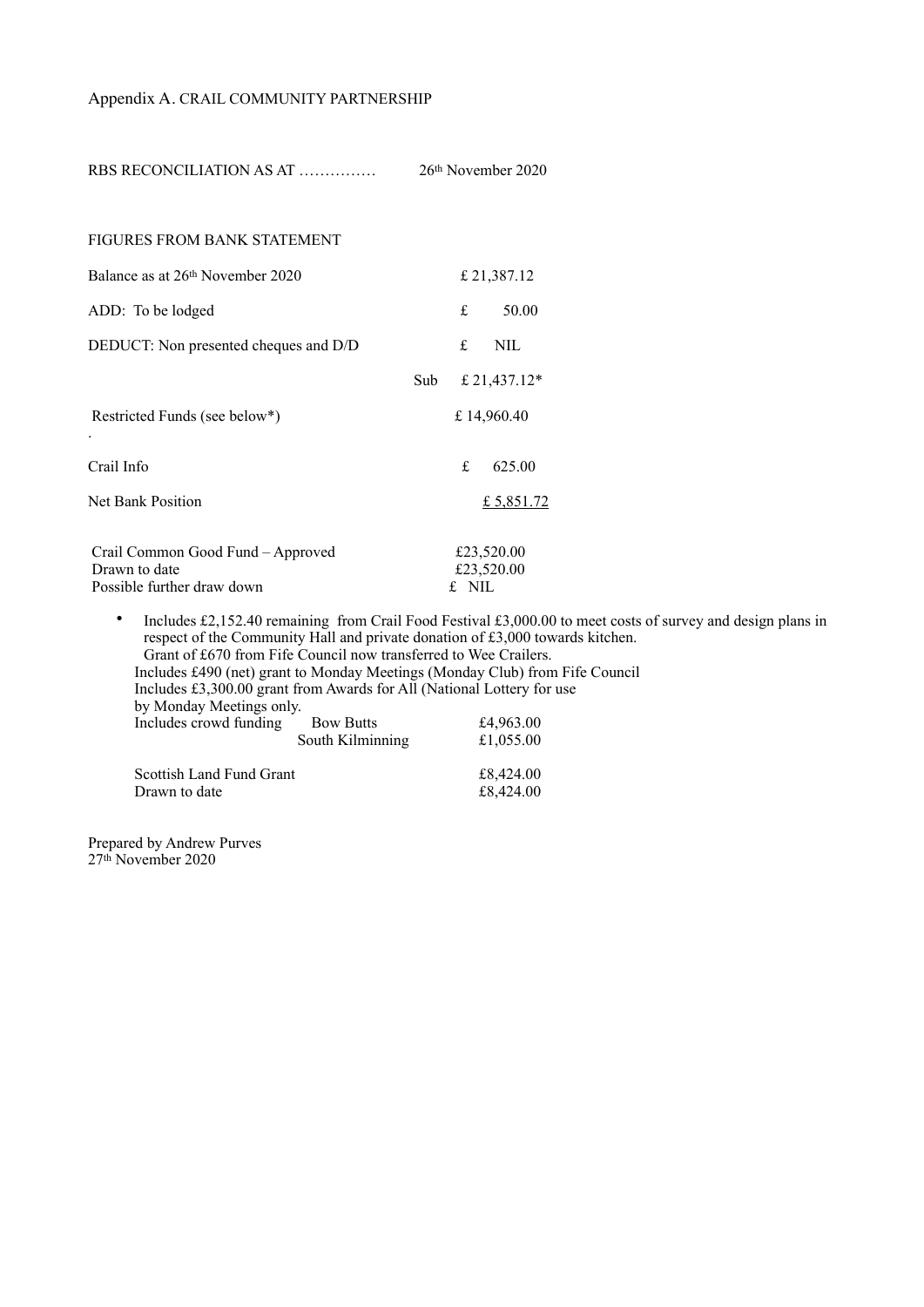Appendix A. CRAIL COMMUNITY PARTNERSHIP

RBS RECONCILIATION AS AT …………… 26th November 2020

FIGURES FROM BANK STATEMENT

| | | |
|---|---|---|
| Balance as at 26th November 2020 | | £ 21,387.12 |
| ADD: To be lodged | | £ 50.00 |
| DEDUCT: Non presented cheques and D/D | | £ NIL |
| | Sub | £ 21,437.12* |
| Restricted Funds (see below*) | | £ 14,960.40 |
| Crail Info | | £ 625.00 |
| Net Bank Position | | £ 5,851.72 |

| | |
|---|---|
| Crail Common Good Fund – Approved | £23,520.00 |
| Drawn to date | £23,520.00 |
| Possible further draw down | £ NIL |

- Includes £2,152.40 remaining from Crail Food Festival £3,000.00 to meet costs of survey and design plans in respect of the Community Hall and private donation of £3,000 towards kitchen.
  Grant of £670 from Fife Council now transferred to Wee Crailers.
  Includes £490 (net) grant to Monday Meetings (Monday Club) from Fife Council
  Includes £3,300.00 grant from Awards for All (National Lottery for use by Monday Meetings only.

| | | |
|---|---|---|
| Includes crowd funding | Bow Butts | £4,963.00 |
| | South Kilminning | £1,055.00 |

| | |
|---|---|
| Scottish Land Fund Grant | £8,424.00 |
| Drawn to date | £8,424.00 |

Prepared by Andrew Purves
27th November 2020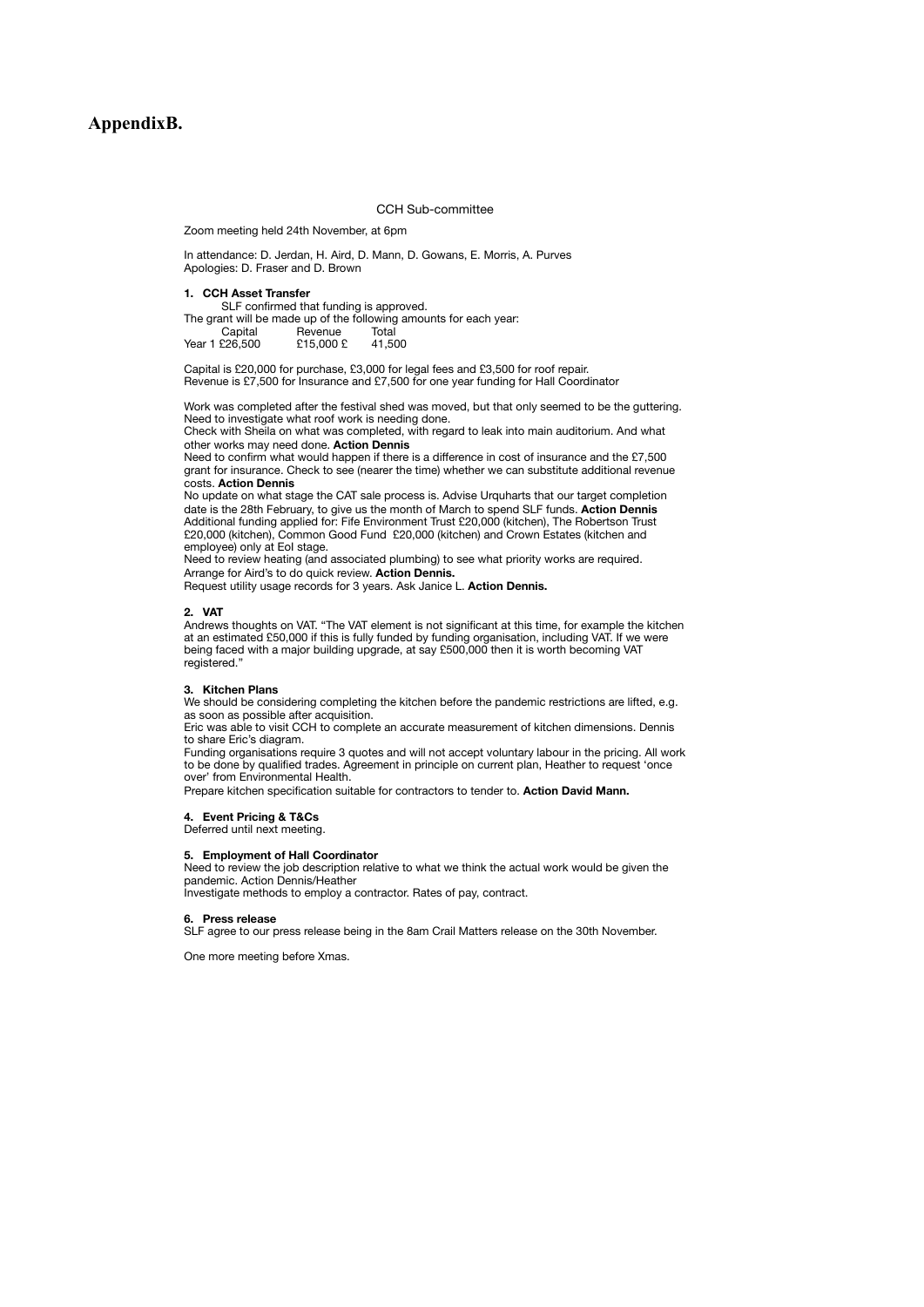# AppendixB.

CCH Sub-committee

Zoom meeting held 24th November, at 6pm

In attendance: D. Jerdan, H. Aird, D. Mann, D. Gowans, E. Morris, A. Purves
Apologies: D. Fraser and D. Brown

### 1. CCH Asset Transfer

SLF confirmed that funding is approved.
The grant will be made up of the following amounts for each year:

| | Capital | Revenue | Total |
|---|---|---|---|
| Year 1 | £26,500 | £15,000 £ | 41,500 |

Capital is £20,000 for purchase, £3,000 for legal fees and £3,500 for roof repair.
Revenue is £7,500 for Insurance and £7,500 for one year funding for Hall Coordinator

Work was completed after the festival shed was moved, but that only seemed to be the guttering.
Need to investigate what roof work is needing done.
Check with Sheila on what was completed, with regard to leak into main auditorium. And what other works may need done. **Action Dennis**
Need to confirm what would happen if there is a difference in cost of insurance and the £7,500 grant for insurance. Check to see (nearer the time) whether we can substitute additional revenue costs. **Action Dennis**
No update on what stage the CAT sale process is. Advise Urquharts that our target completion date is the 28th February, to give us the month of March to spend SLF funds. **Action Dennis**
Additional funding applied for: Fife Environment Trust £20,000 (kitchen), The Robertson Trust £20,000 (kitchen), Common Good Fund £20,000 (kitchen) and Crown Estates (kitchen and employee) only at EoI stage.
Need to review heating (and associated plumbing) to see what priority works are required.
Arrange for Aird's to do quick review. **Action Dennis.**
Request utility usage records for 3 years. Ask Janice L. **Action Dennis.**

### 2. VAT

Andrews thoughts on VAT. "The VAT element is not significant at this time, for example the kitchen at an estimated £50,000 if this is fully funded by funding organisation, including VAT. If we were being faced with a major building upgrade, at say £500,000 then it is worth becoming VAT registered."

### 3. Kitchen Plans

We should be considering completing the kitchen before the pandemic restrictions are lifted, e.g. as soon as possible after acquisition.
Eric was able to visit CCH to complete an accurate measurement of kitchen dimensions. Dennis to share Eric's diagram.
Funding organisations require 3 quotes and will not accept voluntary labour in the pricing. All work to be done by qualified trades. Agreement in principle on current plan, Heather to request 'once over' from Environmental Health.
Prepare kitchen specification suitable for contractors to tender to. **Action David Mann.**

### 4. Event Pricing & T&Cs

Deferred until next meeting.

### 5. Employment of Hall Coordinator

Need to review the job description relative to what we think the actual work would be given the pandemic. Action Dennis/Heather
Investigate methods to employ a contractor. Rates of pay, contract.

### 6. Press release

SLF agree to our press release being in the 8am Crail Matters release on the 30th November.

One more meeting before Xmas.